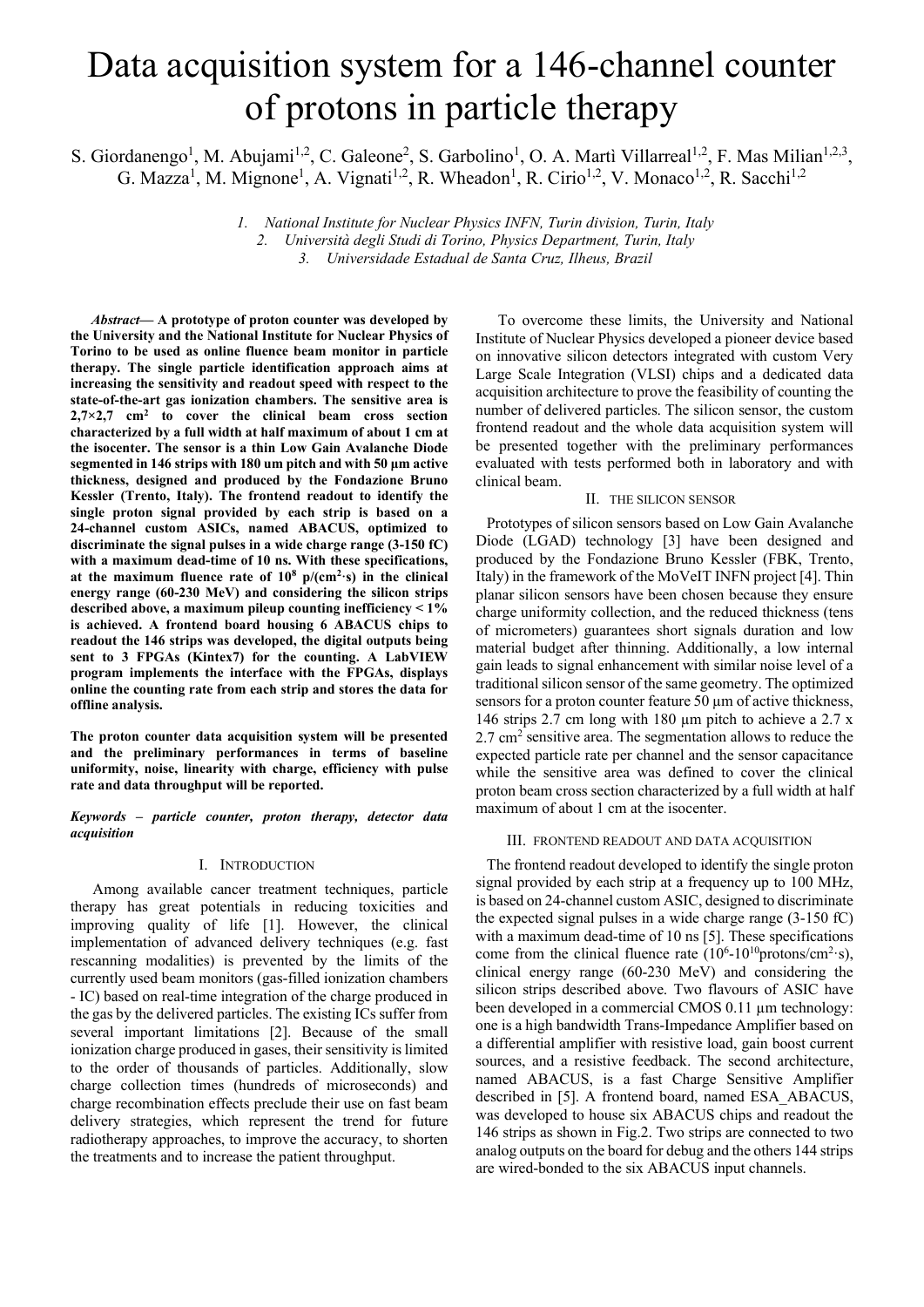# Data acquisition system for a 146-channel counter of protons in particle therapy

S. Giordanengo[1], M. Abujami[1,2], C. Galeone[2], S. Garbolino[1], O. A. Martì Villarreal[1,2], F. Mas Milian[1,2,3], G. Mazza[1], M. Mignone[1], A. Vignati[1,2], R. Wheadon[1], R. Cirio[1,2], V. Monaco[1,2], R. Sacchi[1,2]

1. *National Institute for Nuclear Physics INFN, Turin division, Turin, Italy*
2. *Università degli Studi di Torino, Physics Department, Turin, Italy*
3. *Universidade Estadual de Santa Cruz, Ilheus, Brazil*

***Abstract*— A prototype of proton counter was developed by the University and the National Institute for Nuclear Physics of Torino to be used as online fluence beam monitor in particle therapy. The single particle identification approach aims at increasing the sensitivity and readout speed with respect to the state-of-the-art gas ionization chambers. The sensitive area is 2,7×2,7 cm$^2$ to cover the clinical beam cross section characterized by a full width at half maximum of about 1 cm at the isocenter. The sensor is a thin Low Gain Avalanche Diode segmented in 146 strips with 180 um pitch and with 50 µm active thickness, designed and produced by the Fondazione Bruno Kessler (Trento, Italy). The frontend readout to identify the single proton signal provided by each strip is based on a 24-channel custom ASICs, named ABACUS, optimized to discriminate the signal pulses in a wide charge range (3-150 fC) with a maximum dead-time of 10 ns. With these specifications, at the maximum fluence rate of 10$^8$ p/(cm$^2$·s) in the clinical energy range (60-230 MeV) and considering the silicon strips described above, a maximum pileup counting inefficiency < 1% is achieved. A frontend board housing 6 ABACUS chips to readout the 146 strips was developed, the digital outputs being sent to 3 FPGAs (Kintex7) for the counting. A LabVIEW program implements the interface with the FPGAs, displays online the counting rate from each strip and stores the data for offline analysis.**

**The proton counter data acquisition system will be presented and the preliminary performances in terms of baseline uniformity, noise, linearity with charge, efficiency with pulse rate and data throughput will be reported.**

***Keywords – particle counter, proton therapy, detector data acquisition***

## I. Introduction

Among available cancer treatment techniques, particle therapy has great potentials in reducing toxicities and improving quality of life [1]. However, the clinical implementation of advanced delivery techniques (e.g. fast rescanning modalities) is prevented by the limits of the currently used beam monitors (gas-filled ionization chambers - IC) based on real-time integration of the charge produced in the gas by the delivered particles. The existing ICs suffer from several important limitations [2]. Because of the small ionization charge produced in gases, their sensitivity is limited to the order of thousands of particles. Additionally, slow charge collection times (hundreds of microseconds) and charge recombination effects preclude their use on fast beam delivery strategies, which represent the trend for future radiotherapy approaches, to improve the accuracy, to shorten the treatments and to increase the patient throughput.

To overcome these limits, the University and National Institute of Nuclear Physics developed a pioneer device based on innovative silicon detectors integrated with custom Very Large Scale Integration (VLSI) chips and a dedicated data acquisition architecture to prove the feasibility of counting the number of delivered particles. The silicon sensor, the custom frontend readout and the whole data acquisition system will be presented together with the preliminary performances evaluated with tests performed both in laboratory and with clinical beam.

## II. The Silicon Sensor

Prototypes of silicon sensors based on Low Gain Avalanche Diode (LGAD) technology [3] have been designed and produced by the Fondazione Bruno Kessler (FBK, Trento, Italy) in the framework of the MoVeIT INFN project [4]. Thin planar silicon sensors have been chosen because they ensure charge uniformity collection, and the reduced thickness (tens of micrometers) guarantees short signals duration and low material budget after thinning. Additionally, a low internal gain leads to signal enhancement with similar noise level of a traditional silicon sensor of the same geometry. The optimized sensors for a proton counter feature 50 µm of active thickness, 146 strips 2.7 cm long with 180 µm pitch to achieve a 2.7 x 2.7 cm$^2$ sensitive area. The segmentation allows to reduce the expected particle rate per channel and the sensor capacitance while the sensitive area was defined to cover the clinical proton beam cross section characterized by a full width at half maximum of about 1 cm at the isocenter.

## III. Frontend Readout and Data Acquisition

The frontend readout developed to identify the single proton signal provided by each strip at a frequency up to 100 MHz, is based on 24-channel custom ASIC, designed to discriminate the expected signal pulses in a wide charge range (3-150 fC) with a maximum dead-time of 10 ns [5]. These specifications come from the clinical fluence rate (10$^6$-10$^{10}$protons/cm$^2$·s), clinical energy range (60-230 MeV) and considering the silicon strips described above. Two flavours of ASIC have been developed in a commercial CMOS 0.11 µm technology: one is a high bandwidth Trans-Impedance Amplifier based on a differential amplifier with resistive load, gain boost current sources, and a resistive feedback. The second architecture, named ABACUS, is a fast Charge Sensitive Amplifier described in [5]. A frontend board, named ESA_ABACUS, was developed to house six ABACUS chips and readout the 146 strips as shown in Fig.2. Two strips are connected to two analog outputs on the board for debug and the others 144 strips are wired-bonded to the six ABACUS input channels.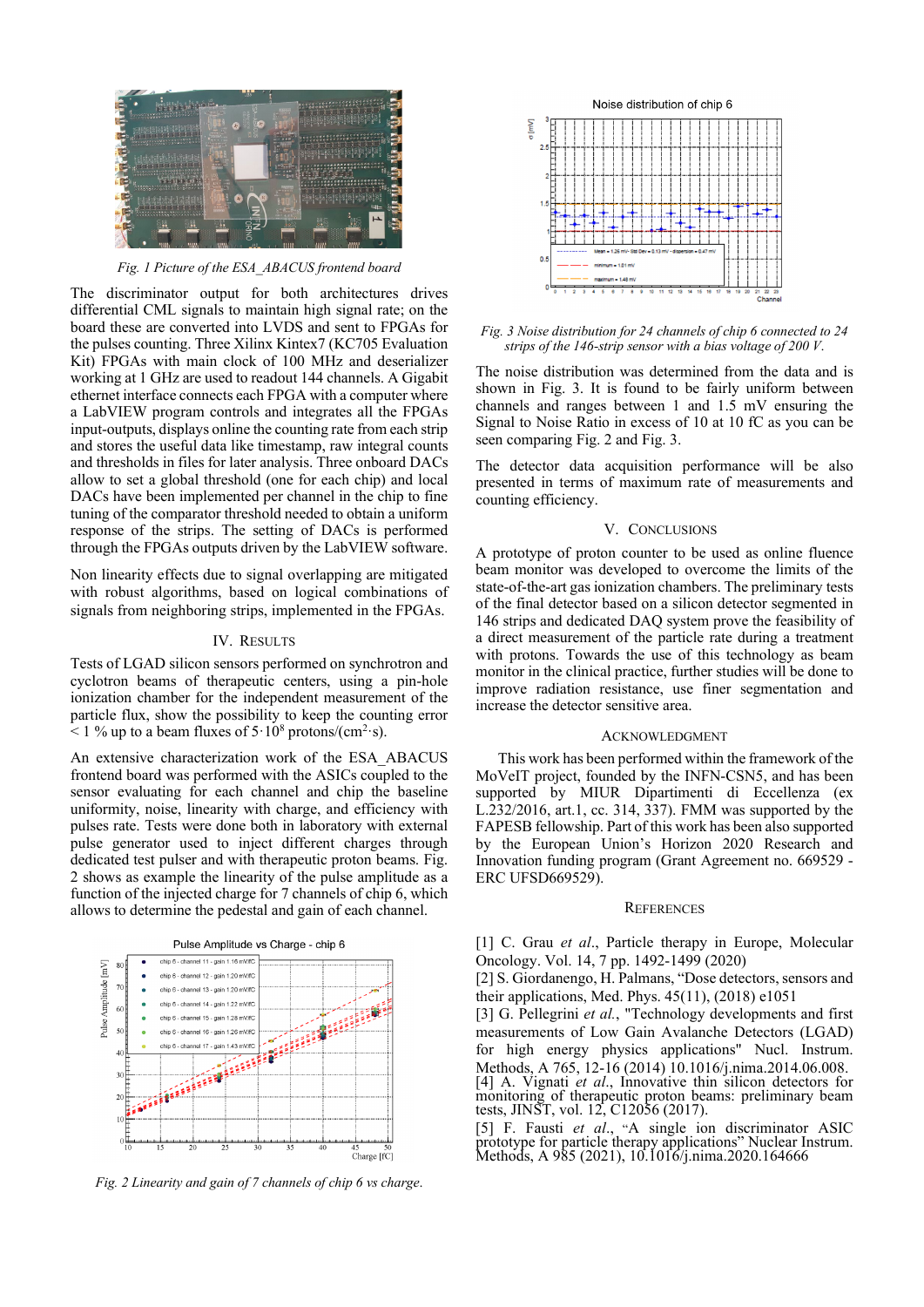*Fig. 1 Picture of the ESA_ABACUS frontend board*

The discriminator output for both architectures drives differential CML signals to maintain high signal rate; on the board these are converted into LVDS and sent to FPGAs for the pulses counting. Three Xilinx Kintex7 (KC705 Evaluation Kit) FPGAs with main clock of 100 MHz and deserializer working at 1 GHz are used to readout 144 channels. A Gigabit ethernet interface connects each FPGA with a computer where a LabVIEW program controls and integrates all the FPGAs input-outputs, displays online the counting rate from each strip and stores the useful data like timestamp, raw integral counts and thresholds in files for later analysis. Three onboard DACs allow to set a global threshold (one for each chip) and local DACs have been implemented per channel in the chip to fine tuning of the comparator threshold needed to obtain a uniform response of the strips. The setting of DACs is performed through the FPGAs outputs driven by the LabVIEW software.

Non linearity effects due to signal overlapping are mitigated with robust algorithms, based on logical combinations of signals from neighboring strips, implemented in the FPGAs.

## IV. Results

Tests of LGAD silicon sensors performed on synchrotron and cyclotron beams of therapeutic centers, using a pin-hole ionization chamber for the independent measurement of the particle flux, show the possibility to keep the counting error < 1 % up to a beam fluxes of $5 \cdot 10^8$ protons/(cm$^2$·s).

An extensive characterization work of the ESA_ABACUS frontend board was performed with the ASICs coupled to the sensor evaluating for each channel and chip the baseline uniformity, noise, linearity with charge, and efficiency with pulses rate. Tests were done both in laboratory with external pulse generator used to inject different charges through dedicated test pulser and with therapeutic proton beams. Fig. 2 shows as example the linearity of the pulse amplitude as a function of the injected charge for 7 channels of chip 6, which allows to determine the pedestal and gain of each channel.

Pulse Amplitude vs Charge - chip 6

Pulse Amplitude [mV]

Charge [fC]

chip 6 - channel 11 - gain 1.16 mV/fC
chip 6 - channel 12 - gain 1.20 mV/fC
chip 6 - channel 13 - gain 1.20 mV/fC
chip 6 - channel 14 - gain 1.22 mV/fC
chip 6 - channel 15 - gain 1.28 mV/fC
chip 6 - channel 16 - gain 1.26 mV/fC
chip 6 - channel 17 - gain 1.43 mV/fC

*Fig. 2 Linearity and gain of 7 channels of chip 6 vs charge.*

Noise distribution of chip 6

σ [mV]

Channel

Mean = 1.26 mV - Std Dev = 0.13 mV - dispersion = 0.47 mV
minimum = 1.01 mV
maximum = 1.48 mV

*Fig. 3 Noise distribution for 24 channels of chip 6 connected to 24 strips of the 146-strip sensor with a bias voltage of 200 V.*

The noise distribution was determined from the data and is shown in Fig. 3. It is found to be fairly uniform between channels and ranges between 1 and 1.5 mV ensuring the Signal to Noise Ratio in excess of 10 at 10 fC as you can be seen comparing Fig. 2 and Fig. 3.

The detector data acquisition performance will be also presented in terms of maximum rate of measurements and counting efficiency.

## V. Conclusions

A prototype of proton counter to be used as online fluence beam monitor was developed to overcome the limits of the state-of-the-art gas ionization chambers. The preliminary tests of the final detector based on a silicon detector segmented in 146 strips and dedicated DAQ system prove the feasibility of a direct measurement of the particle rate during a treatment with protons. Towards the use of this technology as beam monitor in the clinical practice, further studies will be done to improve radiation resistance, use finer segmentation and increase the detector sensitive area.

## Acknowledgment

This work has been performed within the framework of the MoVeIT project, founded by the INFN-CSN5, and has been supported by MIUR Dipartimenti di Eccellenza (ex L.232/2016, art.1, cc. 314, 337). FMM was supported by the FAPESB fellowship. Part of this work has been also supported by the European Union's Horizon 2020 Research and Innovation funding program (Grant Agreement no. 669529 - ERC UFSD669529).

## References

[1] C. Grau *et al*., Particle therapy in Europe, Molecular Oncology. Vol. 14, 7 pp. 1492-1499 (2020)

[2] S. Giordanengo, H. Palmans, "Dose detectors, sensors and their applications, Med. Phys. 45(11), (2018) e1051

[3] G. Pellegrini *et al.*, "Technology developments and first measurements of Low Gain Avalanche Detectors (LGAD) for high energy physics applications" Nucl. Instrum. Methods, A 765, 12-16 (2014) 10.1016/j.nima.2014.06.008.

[4] A. Vignati *et al*., Innovative thin silicon detectors for monitoring of therapeutic proton beams: preliminary beam tests, JINST, vol. 12, C12056 (2017).

[5] F. Fausti *et al*., "A single ion discriminator ASIC prototype for particle therapy applications" Nuclear Instrum. Methods, A 985 (2021), 10.1016/j.nima.2020.164666